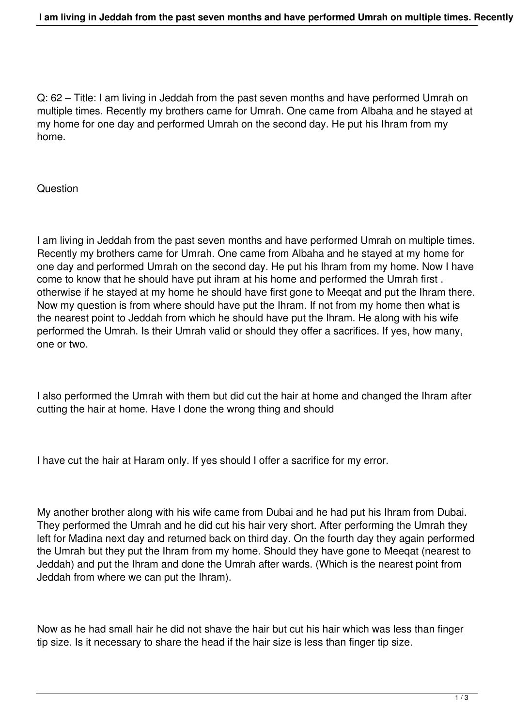Q: 62 – Title: I am living in Jeddah from the past seven months and have performed Umrah on multiple times. Recently my brothers came for Umrah. One came from Albaha and he stayed at my home for one day and performed Umrah on the second day. He put his Ihram from my home.

Question

I am living in Jeddah from the past seven months and have performed Umrah on multiple times. Recently my brothers came for Umrah. One came from Albaha and he stayed at my home for one day and performed Umrah on the second day. He put his Ihram from my home. Now I have come to know that he should have put ihram at his home and performed the Umrah first . otherwise if he stayed at my home he should have first gone to Meeqat and put the Ihram there. Now my question is from where should have put the Ihram. If not from my home then what is the nearest point to Jeddah from which he should have put the Ihram. He along with his wife performed the Umrah. Is their Umrah valid or should they offer a sacrifices. If yes, how many, one or two.

I also performed the Umrah with them but did cut the hair at home and changed the Ihram after cutting the hair at home. Have I done the wrong thing and should

I have cut the hair at Haram only. If yes should I offer a sacrifice for my error.

My another brother along with his wife came from Dubai and he had put his Ihram from Dubai. They performed the Umrah and he did cut his hair very short. After performing the Umrah they left for Madina next day and returned back on third day. On the fourth day they again performed the Umrah but they put the Ihram from my home. Should they have gone to Meeqat (nearest to Jeddah) and put the Ihram and done the Umrah after wards. (Which is the nearest point from Jeddah from where we can put the Ihram).

Now as he had small hair he did not shave the hair but cut his hair which was less than finger tip size. Is it necessary to share the head if the hair size is less than finger tip size.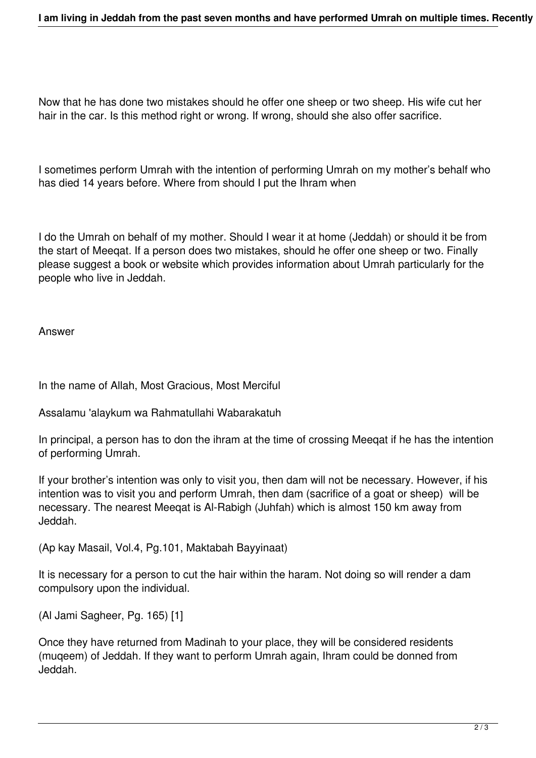Now that he has done two mistakes should he offer one sheep or two sheep. His wife cut her hair in the car. Is this method right or wrong. If wrong, should she also offer sacrifice.

I sometimes perform Umrah with the intention of performing Umrah on my mother's behalf who has died 14 years before. Where from should I put the Ihram when

I do the Umrah on behalf of my mother. Should I wear it at home (Jeddah) or should it be from the start of Meeqat. If a person does two mistakes, should he offer one sheep or two. Finally please suggest a book or website which provides information about Umrah particularly for the people who live in Jeddah.

Answer

In the name of Allah, Most Gracious, Most Merciful

Assalamu 'alaykum wa Rahmatullahi Wabarakatuh

In principal, a person has to don the ihram at the time of crossing Meeqat if he has the intention of performing Umrah.

If your brother's intention was only to visit you, then dam will not be necessary. However, if his intention was to visit you and perform Umrah, then dam (sacrifice of a goat or sheep) will be necessary. The nearest Meeqat is Al-Rabigh (Juhfah) which is almost 150 km away from Jeddah.

(Ap kay Masail, Vol.4, Pg.101, Maktabah Bayyinaat)

It is necessary for a person to cut the hair within the haram. Not doing so will render a dam compulsory upon the individual.

(Al Jami Sagheer, Pg. 165) [1]

Once they have returned from Madinah to your place, they will be considered residents (muqeem) of Jeddah. If they want to perform Umrah again, Ihram could be donned from Jeddah.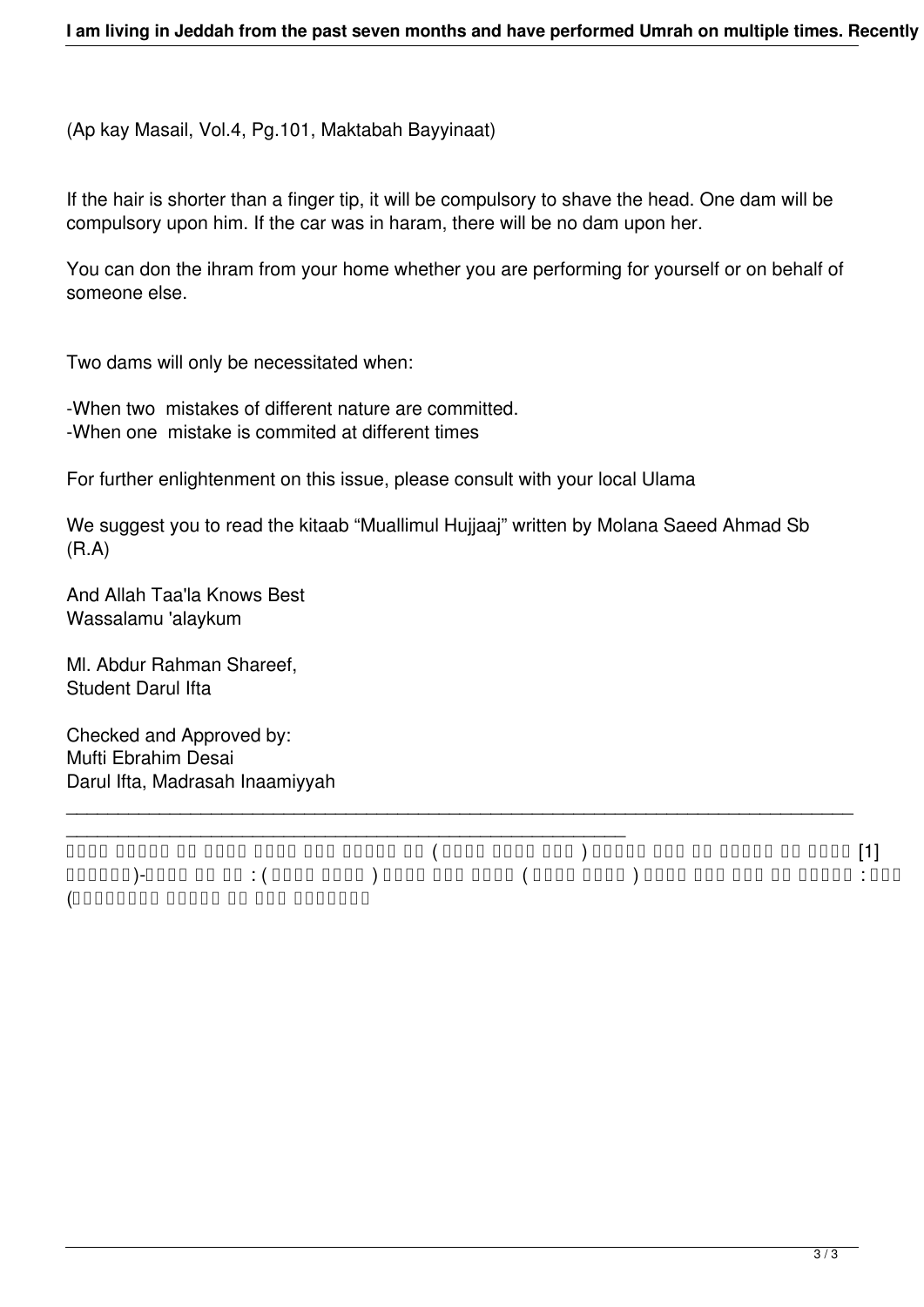(Ap kay Masail, Vol.4, Pg.101, Maktabah Bayyinaat)

If the hair is shorter than a finger tip, it will be compulsory to shave the head. One dam will be compulsory upon him. If the car was in haram, there will be no dam upon her.

You can don the ihram from your home whether you are performing for yourself or on behalf of someone else.

Two dams will only be necessitated when:

-When two  mistakes of different nature are committed.
-When one  mistake is commited at different times

For further enlightenment on this issue, please consult with your local Ulama

We suggest you to read the kitaab "Muallimul Hujjaaj" written by Molana Saeed Ahmad Sb (R.A)

And Allah Taa'la Knows Best
Wassalamu 'alaykum

Ml. Abdur Rahman Shareef,
Student Darul Ifta

Checked and Approved by:
Mufti Ebrahim Desai
Darul Ifta, Madrasah Inaamiyyah

---

□□□□ □□□□□□ □□ □□□□□ □□□□□ □□□□ □□□□□□ □□ (□□□□□ □□□□□ □□□□) □□□□□□ □□□□ □□ □□□□□□ □□ □□□□□ [1] □□□□□□□)-□□□□□ □□ □□ : (□□□□□ □□□□□) □□□□□ □□□□ □□□□□ (□□□□□ □□□□□) □□□□□ □□□□ □□□□ □□ □□□□□□ : □□□ (□□□□□□□□□ □□□□□□ □□ □□□□ □□□□□□□□